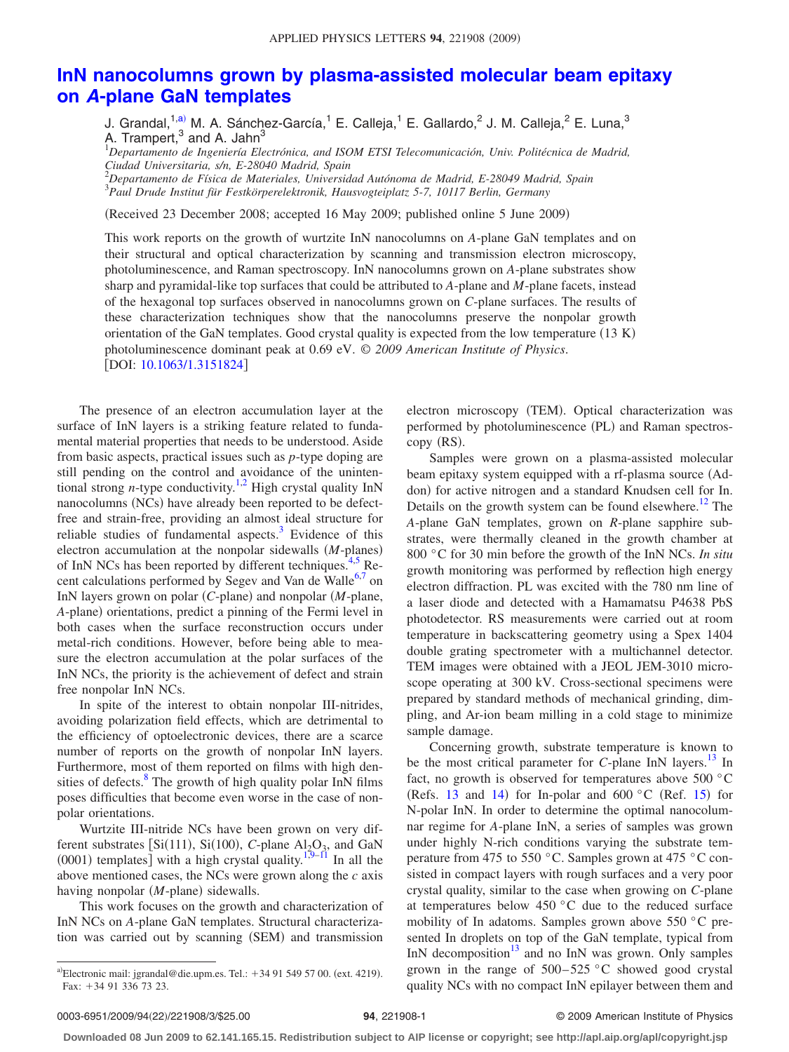# InN nanocolumns grown by plasma-assisted molecular beam epitaxy on *A*-plane GaN templates

J. Grandal,[1,a)] M. A. Sánchez-García,[1] E. Calleja,[1] E. Gallardo,[2] J. M. Calleja,[2] E. Luna,[3] A. Trampert,[3] and A. Jahn[3]

[1] *Departamento de Ingeniería Electrónica, and ISOM ETSI Telecomunicación, Univ. Politécnica de Madrid, Ciudad Universitaria, s/n, E-28040 Madrid, Spain*
[2] *Departamento de Física de Materiales, Universidad Autónoma de Madrid, E-28049 Madrid, Spain*
[3] *Paul Drude Institut für Festkörperelektronik, Hausvogteiplatz 5-7, 10117 Berlin, Germany*

(Received 23 December 2008; accepted 16 May 2009; published online 5 June 2009)

This work reports on the growth of wurtzite InN nanocolumns on *A*-plane GaN templates and on their structural and optical characterization by scanning and transmission electron microscopy, photoluminescence, and Raman spectroscopy. InN nanocolumns grown on *A*-plane substrates show sharp and pyramidal-like top surfaces that could be attributed to *A*-plane and *M*-plane facets, instead of the hexagonal top surfaces observed in nanocolumns grown on *C*-plane surfaces. The results of these characterization techniques show that the nanocolumns preserve the nonpolar growth orientation of the GaN templates. Good crystal quality is expected from the low temperature (13 K) photoluminescence dominant peak at 0.69 eV. © *2009 American Institute of Physics*. [DOI: 10.1063/1.3151824]

The presence of an electron accumulation layer at the surface of InN layers is a striking feature related to fundamental material properties that needs to be understood. Aside from basic aspects, practical issues such as *p*-type doping are still pending on the control and avoidance of the unintentional strong *n*-type conductivity.[1,2] High crystal quality InN nanocolumns (NCs) have already been reported to be defect-free and strain-free, providing an almost ideal structure for reliable studies of fundamental aspects.[3] Evidence of this electron accumulation at the nonpolar sidewalls (*M*-planes) of InN NCs has been reported by different techniques.[4,5] Recent calculations performed by Segev and Van de Walle[6,7] on InN layers grown on polar (*C*-plane) and nonpolar (*M*-plane, *A*-plane) orientations, predict a pinning of the Fermi level in both cases when the surface reconstruction occurs under metal-rich conditions. However, before being able to measure the electron accumulation at the polar surfaces of the InN NCs, the priority is the achievement of defect and strain free nonpolar InN NCs.

In spite of the interest to obtain nonpolar III-nitrides, avoiding polarization field effects, which are detrimental to the efficiency of optoelectronic devices, there are a scarce number of reports on the growth of nonpolar InN layers. Furthermore, most of them reported on films with high densities of defects.[8] The growth of high quality polar InN films poses difficulties that become even worse in the case of nonpolar orientations.

Wurtzite III-nitride NCs have been grown on very different substrates [Si(111), Si(100), *C*-plane $Al_2O_3$, and GaN (0001) templates] with a high crystal quality.[1,9–11] In all the above mentioned cases, the NCs were grown along the *c* axis having nonpolar (*M*-plane) sidewalls.

This work focuses on the growth and characterization of InN NCs on *A*-plane GaN templates. Structural characterization was carried out by scanning (SEM) and transmission electron microscopy (TEM). Optical characterization was performed by photoluminescence (PL) and Raman spectroscopy (RS).

Samples were grown on a plasma-assisted molecular beam epitaxy system equipped with a rf-plasma source (Addon) for active nitrogen and a standard Knudsen cell for In. Details on the growth system can be found elsewhere.[12] The *A*-plane GaN templates, grown on *R*-plane sapphire substrates, were thermally cleaned in the growth chamber at 800 °C for 30 min before the growth of the InN NCs. *In situ* growth monitoring was performed by reflection high energy electron diffraction. PL was excited with the 780 nm line of a laser diode and detected with a Hamamatsu P4638 PbS photodetector. RS measurements were carried out at room temperature in backscattering geometry using a Spex 1404 double grating spectrometer with a multichannel detector. TEM images were obtained with a JEOL JEM-3010 microscope operating at 300 kV. Cross-sectional specimens were prepared by standard methods of mechanical grinding, dimpling, and Ar-ion beam milling in a cold stage to minimize sample damage.

Concerning growth, substrate temperature is known to be the most critical parameter for *C*-plane InN layers.[13] In fact, no growth is observed for temperatures above 500 °C (Refs. 13 and 14) for In-polar and 600 °C (Ref. 15) for N-polar InN. In order to determine the optimal nanocolumnar regime for *A*-plane InN, a series of samples was grown under highly N-rich conditions varying the substrate temperature from 475 to 550 °C. Samples grown at 475 °C consisted in compact layers with rough surfaces and a very poor crystal quality, similar to the case when growing on *C*-plane at temperatures below 450 °C due to the reduced surface mobility of In adatoms. Samples grown above 550 °C presented In droplets on top of the GaN template, typical from InN decomposition[13] and no InN was grown. Only samples grown in the range of 500–525 °C showed good crystal quality NCs with no compact InN epilayer between them and

[a)] Electronic mail: jgrandal@die.upm.es. Tel.: +34 91 549 57 00. (ext. 4219). Fax: +34 91 336 73 23.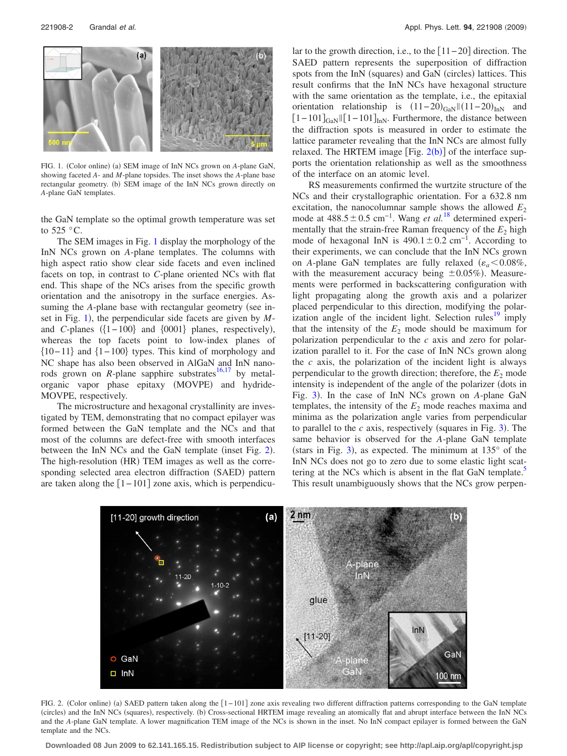FIG. 1. (Color online) (a) SEM image of InN NCs grown on *A*-plane GaN, showing faceted *A*- and *M*-plane topsides. The inset shows the *A*-plane base rectangular geometry. (b) SEM image of the InN NCs grown directly on *A*-plane GaN templates.

the GaN template so the optimal growth temperature was set to 525 °C.

The SEM images in Fig. 1 display the morphology of the InN NCs grown on *A*-plane templates. The columns with high aspect ratio show clear side facets and even inclined facets on top, in contrast to *C*-plane oriented NCs with flat end. This shape of the NCs arises from the specific growth orientation and the anisotropy in the surface energies. Assuming the *A*-plane base with rectangular geometry (see inset in Fig. 1), the perpendicular side facets are given by *M*- and *C*-planes ({1−100} and {0001} planes, respectively), whereas the top facets point to low-index planes of {10−11} and {1−100} types. This kind of morphology and NC shape has also been observed in AlGaN and InN nanorods grown on *R*-plane sapphire substrates[16,17] by metal-organic vapor phase epitaxy (MOVPE) and hydride-MOVPE, respectively.

The microstructure and hexagonal crystallinity are investigated by TEM, demonstrating that no compact epilayer was formed between the GaN template and the NCs and that most of the columns are defect-free with smooth interfaces between the InN NCs and the GaN template (inset Fig. 2). The high-resolution (HR) TEM images as well as the corresponding selected area electron diffraction (SAED) pattern are taken along the [1−101] zone axis, which is perpendicular to the growth direction, i.e., to the [11−20] direction. The SAED pattern represents the superposition of diffraction spots from the InN (squares) and GaN (circles) lattices. This result confirms that the InN NCs have hexagonal structure with the same orientation as the template, i.e., the epitaxial orientation relationship is $(11-20)_{\mathrm{GaN}} \| (11-20)_{\mathrm{InN}}$ and $[1-101]_{\mathrm{GaN}} \| [1-101]_{\mathrm{InN}}$. Furthermore, the distance between the diffraction spots is measured in order to estimate the lattice parameter revealing that the InN NCs are almost fully relaxed. The HRTEM image [Fig. 2(b)] of the interface supports the orientation relationship as well as the smoothness of the interface on an atomic level.

RS measurements confirmed the wurtzite structure of the NCs and their crystallographic orientation. For a 632.8 nm excitation, the nanocolumnar sample shows the allowed $E_2$ mode at $488.5 \pm 0.5$ cm$^{-1}$. Wang *et al.*[18] determined experimentally that the strain-free Raman frequency of the $E_2$ high mode of hexagonal InN is $490.1 \pm 0.2$ cm$^{-1}$. According to their experiments, we can conclude that the InN NCs grown on *A*-plane GaN templates are fully relaxed ($\varepsilon_a < 0.08\%$, with the measurement accuracy being $\pm 0.05\%$). Measurements were performed in backscattering configuration with light propagating along the growth axis and a polarizer placed perpendicular to this direction, modifying the polarization angle of the incident light. Selection rules[19] imply that the intensity of the $E_2$ mode should be maximum for polarization perpendicular to the *c* axis and zero for polarization parallel to it. For the case of InN NCs grown along the *c* axis, the polarization of the incident light is always perpendicular to the growth direction; therefore, the $E_2$ mode intensity is independent of the angle of the polarizer (dots in Fig. 3). In the case of InN NCs grown on *A*-plane GaN templates, the intensity of the $E_2$ mode reaches maxima and minima as the polarization angle varies from perpendicular to parallel to the *c* axis, respectively (squares in Fig. 3). The same behavior is observed for the *A*-plane GaN template (stars in Fig. 3), as expected. The minimum at 135° of the InN NCs does not go to zero due to some elastic light scattering at the NCs which is absent in the flat GaN template.[5] This result unambiguously shows that the NCs grow perpen-

FIG. 2. (Color online) (a) SAED pattern taken along the [1−101] zone axis revealing two different diffraction patterns corresponding to the GaN template (circles) and the InN NCs (squares), respectively. (b) Cross-sectional HRTEM image revealing an atomically flat and abrupt interface between the InN NCs and the *A*-plane GaN template. A lower magnification TEM image of the NCs is shown in the inset. No InN compact epilayer is formed between the GaN template and the NCs.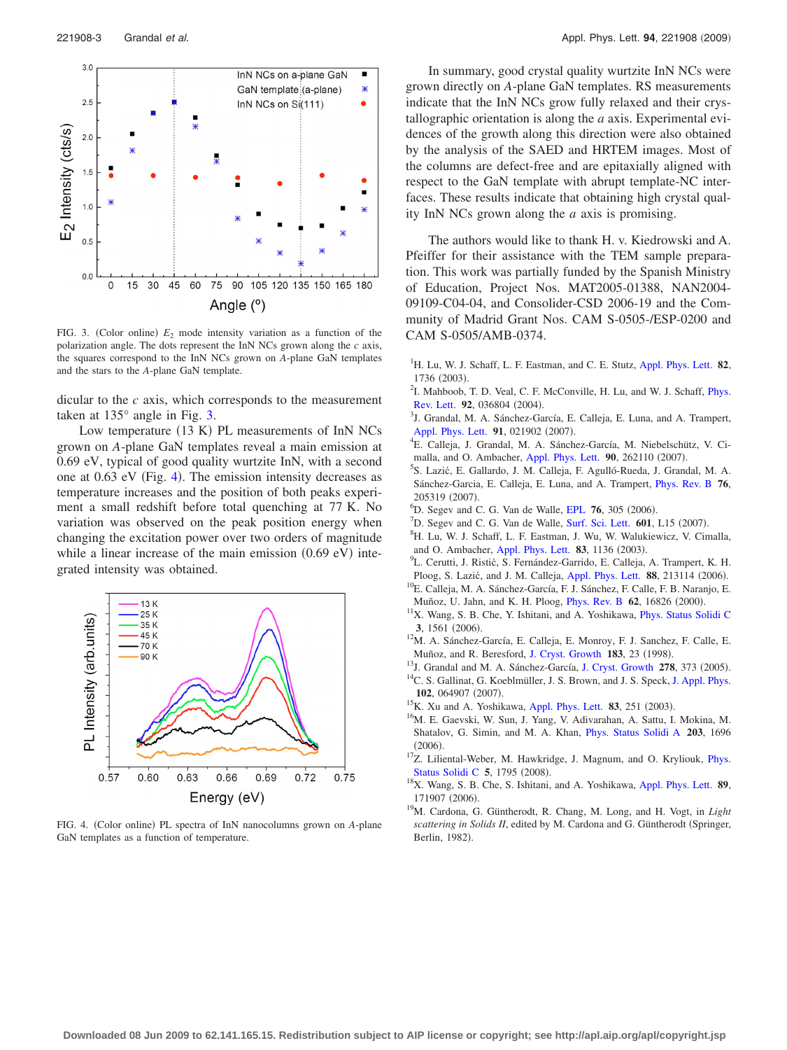3.0
2.5
2.0
1.5
1.0
0.5
0.0
$E_2$ Intensity (cts/s)
0 15 30 45 60 75 90 105 120 135 150 165 180
Angle (º)
InN NCs on a-plane GaN
GaN template (a-plane)
InN NCs on Si(111)

FIG. 3. (Color online) $E_2$ mode intensity variation as a function of the polarization angle. The dots represent the InN NCs grown along the *c* axis, the squares correspond to the InN NCs grown on *A*-plane GaN templates and the stars to the *A*-plane GaN template.

dicular to the *c* axis, which corresponds to the measurement taken at 135° angle in Fig. 3.

Low temperature (13 K) PL measurements of InN NCs grown on *A*-plane GaN templates reveal a main emission at 0.69 eV, typical of good quality wurtzite InN, with a second one at 0.63 eV (Fig. 4). The emission intensity decreases as temperature increases and the position of both peaks experiment a small redshift before total quenching at 77 K. No variation was observed on the peak position energy when changing the excitation power over two orders of magnitude while a linear increase of the main emission (0.69 eV) integrated intensity was obtained.

13 K
25 K
35 K
45 K
70 K
90 K
PL Intensity (arb.units)
0.57 0.60 0.63 0.66 0.69 0.72 0.75
Energy (eV)

FIG. 4. (Color online) PL spectra of InN nanocolumns grown on *A*-plane GaN templates as a function of temperature.

In summary, good crystal quality wurtzite InN NCs were grown directly on *A*-plane GaN templates. RS measurements indicate that the InN NCs grow fully relaxed and their crystallographic orientation is along the *a* axis. Experimental evidences of the growth along this direction were also obtained by the analysis of the SAED and HRTEM images. Most of the columns are defect-free and are epitaxially aligned with respect to the GaN template with abrupt template-NC interfaces. These results indicate that obtaining high crystal quality InN NCs grown along the *a* axis is promising.

The authors would like to thank H. v. Kiedrowski and A. Pfeiffer for their assistance with the TEM sample preparation. This work was partially funded by the Spanish Ministry of Education, Project Nos. MAT2005-01388, NAN2004-09109-C04-04, and Consolider-CSD 2006-19 and the Community of Madrid Grant Nos. CAM S-0505-/ESP-0200 and CAM S-0505/AMB-0374.

[1] H. Lu, W. J. Schaff, L. F. Eastman, and C. E. Stutz, Appl. Phys. Lett. **82**, 1736 (2003).
[2] I. Mahboob, T. D. Veal, C. F. McConville, H. Lu, and W. J. Schaff, Phys. Rev. Lett. **92**, 036804 (2004).
[3] J. Grandal, M. A. Sánchez-García, E. Calleja, E. Luna, and A. Trampert, Appl. Phys. Lett. **91**, 021902 (2007).
[4] E. Calleja, J. Grandal, M. A. Sánchez-García, M. Niebelschütz, V. Cimalla, and O. Ambacher, Appl. Phys. Lett. **90**, 262110 (2007).
[5] S. Lazić, E. Gallardo, J. M. Calleja, F. Agulló-Rueda, J. Grandal, M. A. Sánchez-Garcia, E. Calleja, E. Luna, and A. Trampert, Phys. Rev. B **76**, 205319 (2007).
[6] D. Segev and C. G. Van de Walle, EPL **76**, 305 (2006).
[7] D. Segev and C. G. Van de Walle, Surf. Sci. Lett. **601**, L15 (2007).
[8] H. Lu, W. J. Schaff, L. F. Eastman, J. Wu, W. Walukiewicz, V. Cimalla, and O. Ambacher, Appl. Phys. Lett. **83**, 1136 (2003).
[9] L. Cerutti, J. Ristić, S. Fernández-Garrido, E. Calleja, A. Trampert, K. H. Ploog, S. Lazić, and J. M. Calleja, Appl. Phys. Lett. **88**, 213114 (2006).
[10] E. Calleja, M. A. Sánchez-García, F. J. Sánchez, F. Calle, F. B. Naranjo, E. Muñoz, U. Jahn, and K. H. Ploog, Phys. Rev. B **62**, 16826 (2000).
[11] X. Wang, S. B. Che, Y. Ishitani, and A. Yoshikawa, Phys. Status Solidi C **3**, 1561 (2006).
[12] M. A. Sánchez-García, E. Calleja, E. Monroy, F. J. Sanchez, F. Calle, E. Muñoz, and R. Beresford, J. Cryst. Growth **183**, 23 (1998).
[13] J. Grandal and M. A. Sánchez-García, J. Cryst. Growth **278**, 373 (2005).
[14] C. S. Gallinat, G. Koeblmüller, J. S. Brown, and J. S. Speck, J. Appl. Phys. **102**, 064907 (2007).
[15] K. Xu and A. Yoshikawa, Appl. Phys. Lett. **83**, 251 (2003).
[16] M. E. Gaevski, W. Sun, J. Yang, V. Adivarahan, A. Sattu, I. Mokina, M. Shatalov, G. Simin, and M. A. Khan, Phys. Status Solidi A **203**, 1696 (2006).
[17] Z. Liliental-Weber, M. Hawkridge, J. Magnum, and O. Kryliouk, Phys. Status Solidi C **5**, 1795 (2008).
[18] X. Wang, S. B. Che, S. Ishitani, and A. Yoshikawa, Appl. Phys. Lett. **89**, 171907 (2006).
[19] M. Cardona, G. Güntherodt, R. Chang, M. Long, and H. Vogt, in *Light scattering in Solids II*, edited by M. Cardona and G. Güntherodt (Springer, Berlin, 1982).